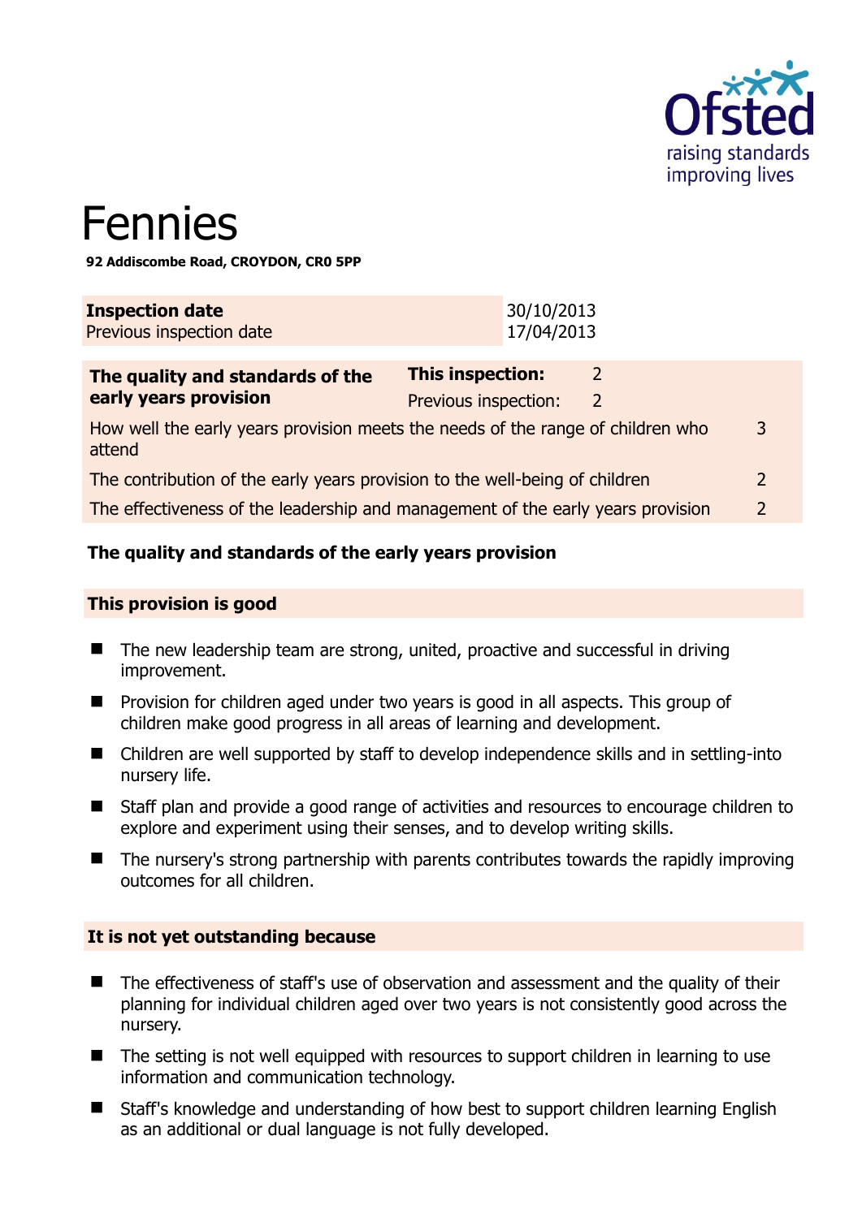# Fennies

**92 Addiscombe Road, CROYDON, CR0 5PP**

| | |
|---|---|
| **Inspection date** | 30/10/2013 |
| Previous inspection date | 17/04/2013 |

| **The quality and standards of the early years provision** | **This inspection:** | 2 |
|---|---|---|
| | Previous inspection: | 2 |
| How well the early years provision meets the needs of the range of children who attend | | 3 |
| The contribution of the early years provision to the well-being of children | | 2 |
| The effectiveness of the leadership and management of the early years provision | | 2 |

## The quality and standards of the early years provision

### This provision is good

- The new leadership team are strong, united, proactive and successful in driving improvement.
- Provision for children aged under two years is good in all aspects. This group of children make good progress in all areas of learning and development.
- Children are well supported by staff to develop independence skills and in settling-into nursery life.
- Staff plan and provide a good range of activities and resources to encourage children to explore and experiment using their senses, and to develop writing skills.
- The nursery's strong partnership with parents contributes towards the rapidly improving outcomes for all children.

### It is not yet outstanding because

- The effectiveness of staff's use of observation and assessment and the quality of their planning for individual children aged over two years is not consistently good across the nursery.
- The setting is not well equipped with resources to support children in learning to use information and communication technology.
- Staff's knowledge and understanding of how best to support children learning English as an additional or dual language is not fully developed.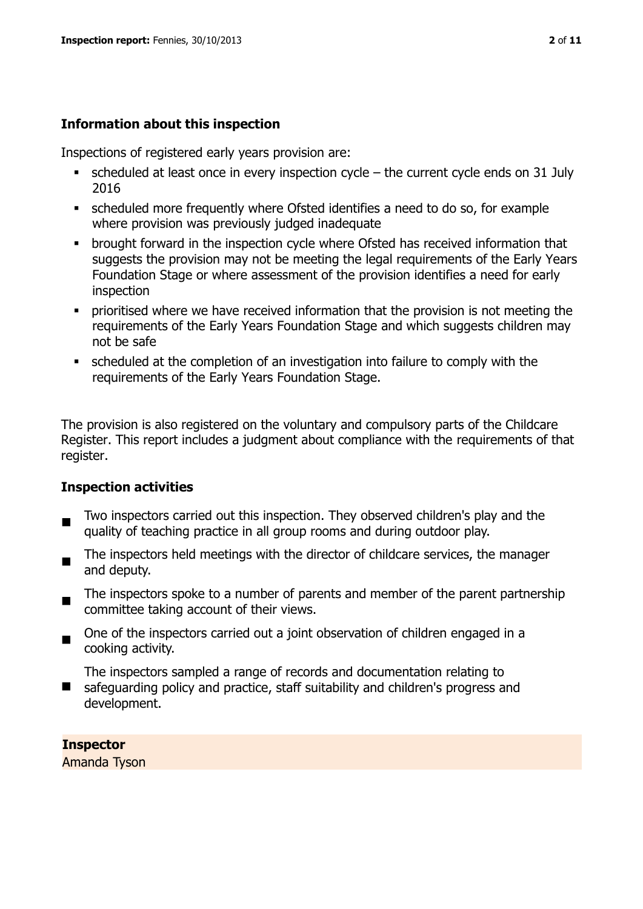### Information about this inspection

Inspections of registered early years provision are:

- scheduled at least once in every inspection cycle – the current cycle ends on 31 July 2016
- scheduled more frequently where Ofsted identifies a need to do so, for example where provision was previously judged inadequate
- brought forward in the inspection cycle where Ofsted has received information that suggests the provision may not be meeting the legal requirements of the Early Years Foundation Stage or where assessment of the provision identifies a need for early inspection
- prioritised where we have received information that the provision is not meeting the requirements of the Early Years Foundation Stage and which suggests children may not be safe
- scheduled at the completion of an investigation into failure to comply with the requirements of the Early Years Foundation Stage.

The provision is also registered on the voluntary and compulsory parts of the Childcare Register. This report includes a judgment about compliance with the requirements of that register.

### Inspection activities

- Two inspectors carried out this inspection. They observed children's play and the quality of teaching practice in all group rooms and during outdoor play.
- The inspectors held meetings with the director of childcare services, the manager and deputy.
- The inspectors spoke to a number of parents and member of the parent partnership committee taking account of their views.
- One of the inspectors carried out a joint observation of children engaged in a cooking activity.
- The inspectors sampled a range of records and documentation relating to safeguarding policy and practice, staff suitability and children's progress and development.

**Inspector**
Amanda Tyson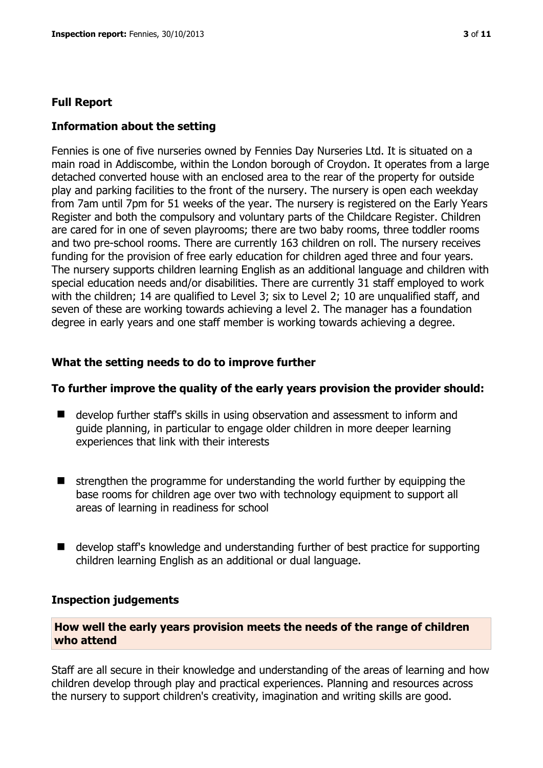## Full Report

### Information about the setting

Fennies is one of five nurseries owned by Fennies Day Nurseries Ltd. It is situated on a main road in Addiscombe, within the London borough of Croydon. It operates from a large detached converted house with an enclosed area to the rear of the property for outside play and parking facilities to the front of the nursery. The nursery is open each weekday from 7am until 7pm for 51 weeks of the year. The nursery is registered on the Early Years Register and both the compulsory and voluntary parts of the Childcare Register. Children are cared for in one of seven playrooms; there are two baby rooms, three toddler rooms and two pre-school rooms. There are currently 163 children on roll. The nursery receives funding for the provision of free early education for children aged three and four years. The nursery supports children learning English as an additional language and children with special education needs and/or disabilities. There are currently 31 staff employed to work with the children; 14 are qualified to Level 3; six to Level 2; 10 are unqualified staff, and seven of these are working towards achieving a level 2. The manager has a foundation degree in early years and one staff member is working towards achieving a degree.

### What the setting needs to do to improve further

### To further improve the quality of the early years provision the provider should:

- develop further staff's skills in using observation and assessment to inform and guide planning, in particular to engage older children in more deeper learning experiences that link with their interests
- strengthen the programme for understanding the world further by equipping the base rooms for children age over two with technology equipment to support all areas of learning in readiness for school
- develop staff's knowledge and understanding further of best practice for supporting children learning English as an additional or dual language.

### Inspection judgements

#### How well the early years provision meets the needs of the range of children who attend

Staff are all secure in their knowledge and understanding of the areas of learning and how children develop through play and practical experiences. Planning and resources across the nursery to support children's creativity, imagination and writing skills are good.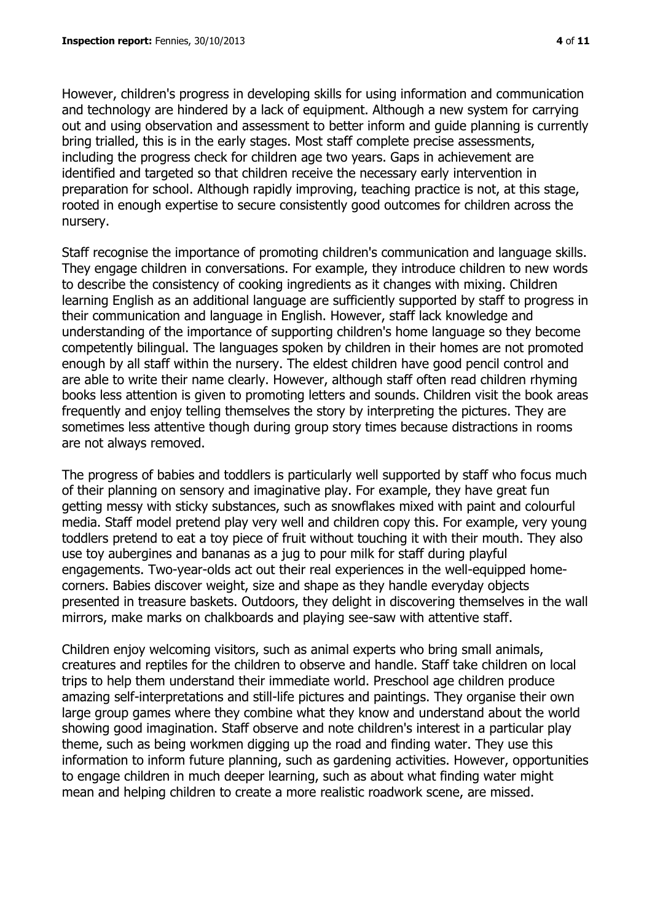However, children's progress in developing skills for using information and communication and technology are hindered by a lack of equipment. Although a new system for carrying out and using observation and assessment to better inform and guide planning is currently bring trialled, this is in the early stages. Most staff complete precise assessments, including the progress check for children age two years. Gaps in achievement are identified and targeted so that children receive the necessary early intervention in preparation for school. Although rapidly improving, teaching practice is not, at this stage, rooted in enough expertise to secure consistently good outcomes for children across the nursery.

Staff recognise the importance of promoting children's communication and language skills. They engage children in conversations. For example, they introduce children to new words to describe the consistency of cooking ingredients as it changes with mixing. Children learning English as an additional language are sufficiently supported by staff to progress in their communication and language in English. However, staff lack knowledge and understanding of the importance of supporting children's home language so they become competently bilingual. The languages spoken by children in their homes are not promoted enough by all staff within the nursery. The eldest children have good pencil control and are able to write their name clearly. However, although staff often read children rhyming books less attention is given to promoting letters and sounds. Children visit the book areas frequently and enjoy telling themselves the story by interpreting the pictures. They are sometimes less attentive though during group story times because distractions in rooms are not always removed.

The progress of babies and toddlers is particularly well supported by staff who focus much of their planning on sensory and imaginative play. For example, they have great fun getting messy with sticky substances, such as snowflakes mixed with paint and colourful media. Staff model pretend play very well and children copy this. For example, very young toddlers pretend to eat a toy piece of fruit without touching it with their mouth. They also use toy aubergines and bananas as a jug to pour milk for staff during playful engagements. Two-year-olds act out their real experiences in the well-equipped home-corners. Babies discover weight, size and shape as they handle everyday objects presented in treasure baskets. Outdoors, they delight in discovering themselves in the wall mirrors, make marks on chalkboards and playing see-saw with attentive staff.

Children enjoy welcoming visitors, such as animal experts who bring small animals, creatures and reptiles for the children to observe and handle. Staff take children on local trips to help them understand their immediate world. Preschool age children produce amazing self-interpretations and still-life pictures and paintings. They organise their own large group games where they combine what they know and understand about the world showing good imagination. Staff observe and note children's interest in a particular play theme, such as being workmen digging up the road and finding water. They use this information to inform future planning, such as gardening activities. However, opportunities to engage children in much deeper learning, such as about what finding water might mean and helping children to create a more realistic roadwork scene, are missed.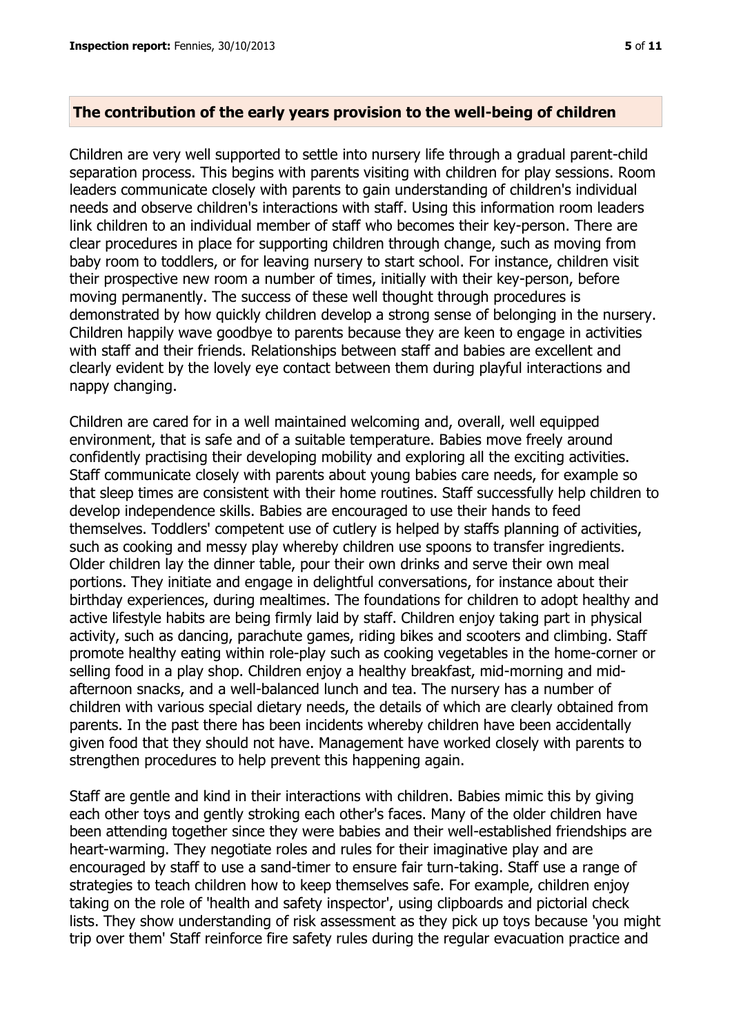## The contribution of the early years provision to the well-being of children

Children are very well supported to settle into nursery life through a gradual parent-child separation process. This begins with parents visiting with children for play sessions. Room leaders communicate closely with parents to gain understanding of children's individual needs and observe children's interactions with staff. Using this information room leaders link children to an individual member of staff who becomes their key-person. There are clear procedures in place for supporting children through change, such as moving from baby room to toddlers, or for leaving nursery to start school. For instance, children visit their prospective new room a number of times, initially with their key-person, before moving permanently. The success of these well thought through procedures is demonstrated by how quickly children develop a strong sense of belonging in the nursery. Children happily wave goodbye to parents because they are keen to engage in activities with staff and their friends. Relationships between staff and babies are excellent and clearly evident by the lovely eye contact between them during playful interactions and nappy changing.

Children are cared for in a well maintained welcoming and, overall, well equipped environment, that is safe and of a suitable temperature. Babies move freely around confidently practising their developing mobility and exploring all the exciting activities. Staff communicate closely with parents about young babies care needs, for example so that sleep times are consistent with their home routines. Staff successfully help children to develop independence skills. Babies are encouraged to use their hands to feed themselves. Toddlers' competent use of cutlery is helped by staffs planning of activities, such as cooking and messy play whereby children use spoons to transfer ingredients. Older children lay the dinner table, pour their own drinks and serve their own meal portions. They initiate and engage in delightful conversations, for instance about their birthday experiences, during mealtimes. The foundations for children to adopt healthy and active lifestyle habits are being firmly laid by staff. Children enjoy taking part in physical activity, such as dancing, parachute games, riding bikes and scooters and climbing. Staff promote healthy eating within role-play such as cooking vegetables in the home-corner or selling food in a play shop. Children enjoy a healthy breakfast, mid-morning and mid-afternoon snacks, and a well-balanced lunch and tea. The nursery has a number of children with various special dietary needs, the details of which are clearly obtained from parents. In the past there has been incidents whereby children have been accidentally given food that they should not have. Management have worked closely with parents to strengthen procedures to help prevent this happening again.

Staff are gentle and kind in their interactions with children. Babies mimic this by giving each other toys and gently stroking each other's faces. Many of the older children have been attending together since they were babies and their well-established friendships are heart-warming. They negotiate roles and rules for their imaginative play and are encouraged by staff to use a sand-timer to ensure fair turn-taking. Staff use a range of strategies to teach children how to keep themselves safe. For example, children enjoy taking on the role of 'health and safety inspector', using clipboards and pictorial check lists. They show understanding of risk assessment as they pick up toys because 'you might trip over them' Staff reinforce fire safety rules during the regular evacuation practice and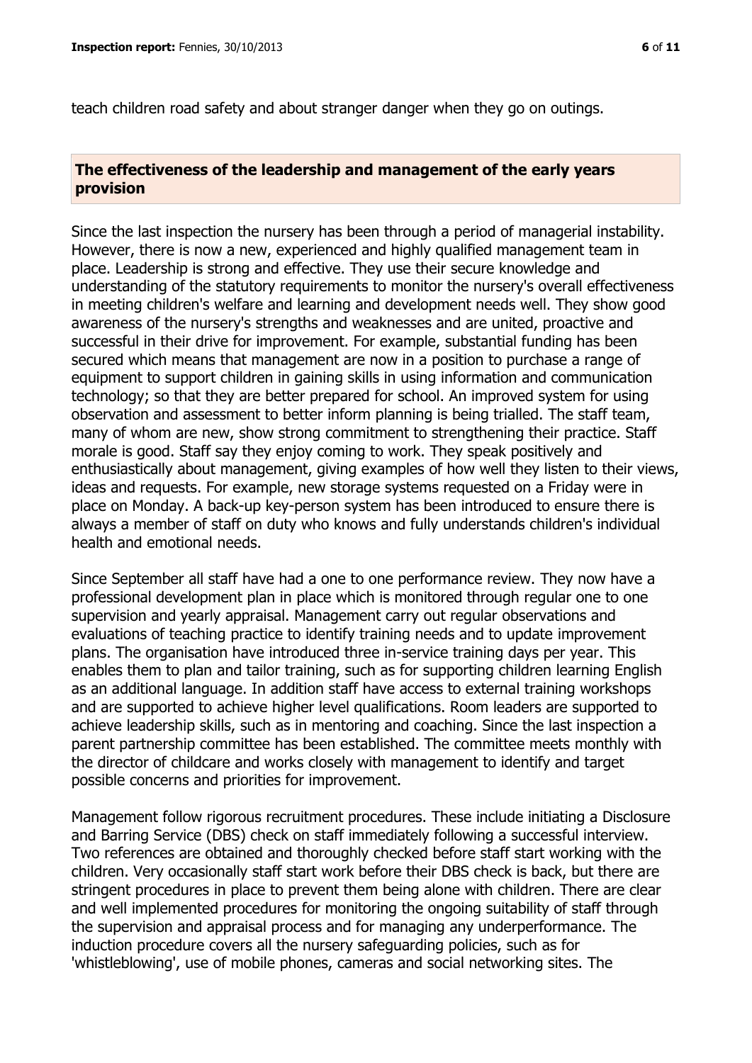teach children road safety and about stranger danger when they go on outings.

## The effectiveness of the leadership and management of the early years provision

Since the last inspection the nursery has been through a period of managerial instability. However, there is now a new, experienced and highly qualified management team in place. Leadership is strong and effective. They use their secure knowledge and understanding of the statutory requirements to monitor the nursery's overall effectiveness in meeting children's welfare and learning and development needs well. They show good awareness of the nursery's strengths and weaknesses and are united, proactive and successful in their drive for improvement. For example, substantial funding has been secured which means that management are now in a position to purchase a range of equipment to support children in gaining skills in using information and communication technology; so that they are better prepared for school. An improved system for using observation and assessment to better inform planning is being trialled. The staff team, many of whom are new, show strong commitment to strengthening their practice. Staff morale is good. Staff say they enjoy coming to work. They speak positively and enthusiastically about management, giving examples of how well they listen to their views, ideas and requests. For example, new storage systems requested on a Friday were in place on Monday. A back-up key-person system has been introduced to ensure there is always a member of staff on duty who knows and fully understands children's individual health and emotional needs.

Since September all staff have had a one to one performance review. They now have a professional development plan in place which is monitored through regular one to one supervision and yearly appraisal. Management carry out regular observations and evaluations of teaching practice to identify training needs and to update improvement plans. The organisation have introduced three in-service training days per year. This enables them to plan and tailor training, such as for supporting children learning English as an additional language. In addition staff have access to external training workshops and are supported to achieve higher level qualifications. Room leaders are supported to achieve leadership skills, such as in mentoring and coaching. Since the last inspection a parent partnership committee has been established. The committee meets monthly with the director of childcare and works closely with management to identify and target possible concerns and priorities for improvement.

Management follow rigorous recruitment procedures. These include initiating a Disclosure and Barring Service (DBS) check on staff immediately following a successful interview. Two references are obtained and thoroughly checked before staff start working with the children. Very occasionally staff start work before their DBS check is back, but there are stringent procedures in place to prevent them being alone with children. There are clear and well implemented procedures for monitoring the ongoing suitability of staff through the supervision and appraisal process and for managing any underperformance. The induction procedure covers all the nursery safeguarding policies, such as for 'whistleblowing', use of mobile phones, cameras and social networking sites. The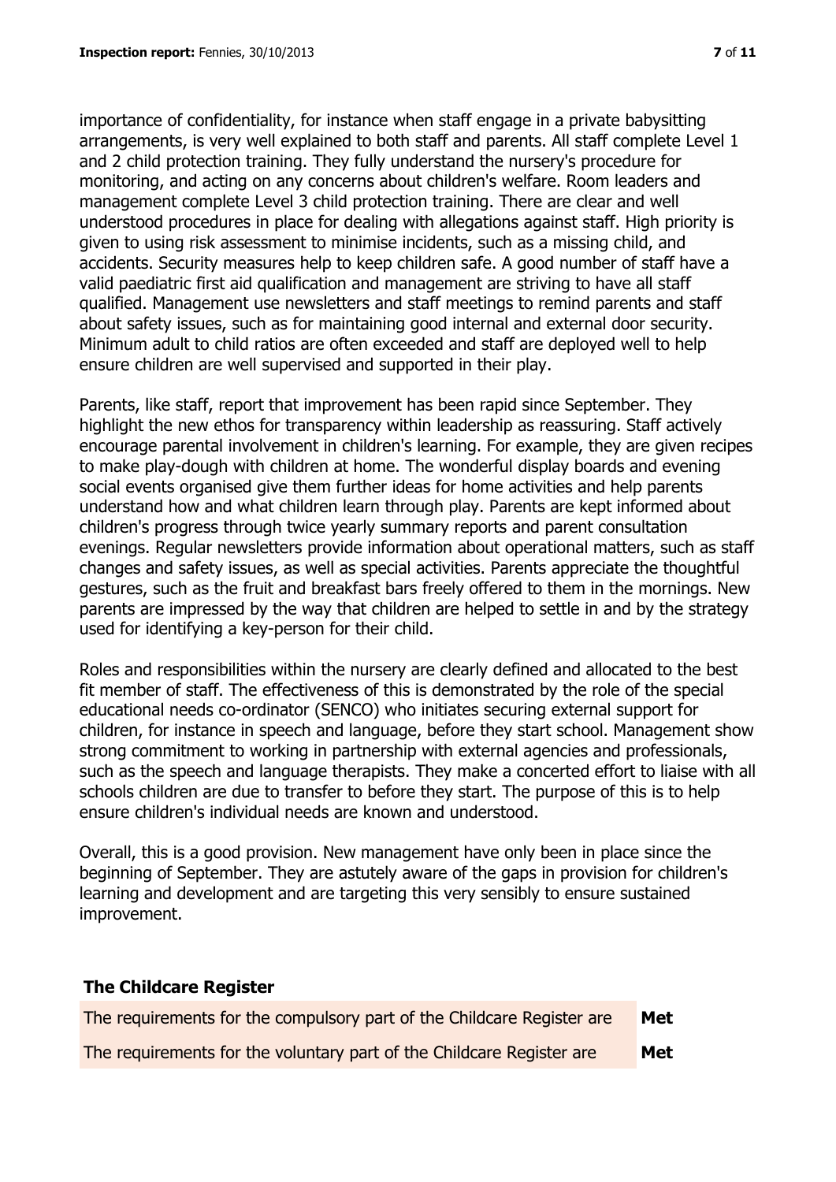importance of confidentiality, for instance when staff engage in a private babysitting arrangements, is very well explained to both staff and parents. All staff complete Level 1 and 2 child protection training. They fully understand the nursery's procedure for monitoring, and acting on any concerns about children's welfare. Room leaders and management complete Level 3 child protection training. There are clear and well understood procedures in place for dealing with allegations against staff. High priority is given to using risk assessment to minimise incidents, such as a missing child, and accidents. Security measures help to keep children safe. A good number of staff have a valid paediatric first aid qualification and management are striving to have all staff qualified. Management use newsletters and staff meetings to remind parents and staff about safety issues, such as for maintaining good internal and external door security. Minimum adult to child ratios are often exceeded and staff are deployed well to help ensure children are well supervised and supported in their play.

Parents, like staff, report that improvement has been rapid since September. They highlight the new ethos for transparency within leadership as reassuring. Staff actively encourage parental involvement in children's learning. For example, they are given recipes to make play-dough with children at home. The wonderful display boards and evening social events organised give them further ideas for home activities and help parents understand how and what children learn through play. Parents are kept informed about children's progress through twice yearly summary reports and parent consultation evenings. Regular newsletters provide information about operational matters, such as staff changes and safety issues, as well as special activities. Parents appreciate the thoughtful gestures, such as the fruit and breakfast bars freely offered to them in the mornings. New parents are impressed by the way that children are helped to settle in and by the strategy used for identifying a key-person for their child.

Roles and responsibilities within the nursery are clearly defined and allocated to the best fit member of staff. The effectiveness of this is demonstrated by the role of the special educational needs co-ordinator (SENCO) who initiates securing external support for children, for instance in speech and language, before they start school. Management show strong commitment to working in partnership with external agencies and professionals, such as the speech and language therapists. They make a concerted effort to liaise with all schools children are due to transfer to before they start. The purpose of this is to help ensure children's individual needs are known and understood.

Overall, this is a good provision. New management have only been in place since the beginning of September. They are astutely aware of the gaps in provision for children's learning and development and are targeting this very sensibly to ensure sustained improvement.

## The Childcare Register

| | |
|---|---|
| The requirements for the compulsory part of the Childcare Register are | **Met** |
| The requirements for the voluntary part of the Childcare Register are | **Met** |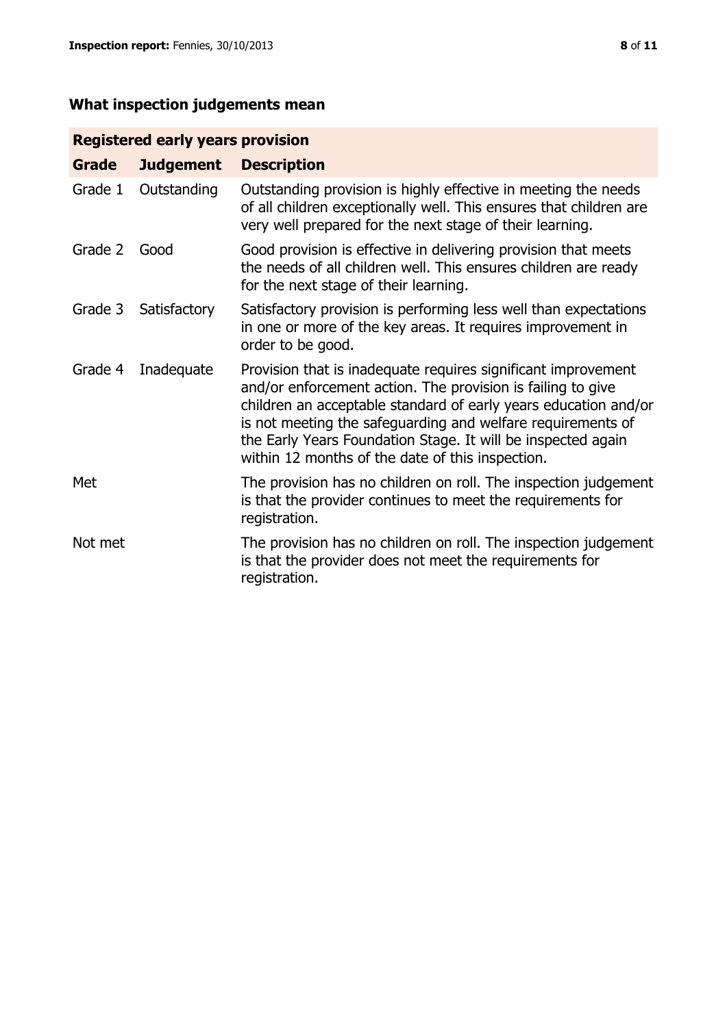## What inspection judgements mean

| Registered early years provision | | |
|---|---|---|
| **Grade** | **Judgement** | **Description** |
| Grade 1 | Outstanding | Outstanding provision is highly effective in meeting the needs of all children exceptionally well. This ensures that children are very well prepared for the next stage of their learning. |
| Grade 2 | Good | Good provision is effective in delivering provision that meets the needs of all children well. This ensures children are ready for the next stage of their learning. |
| Grade 3 | Satisfactory | Satisfactory provision is performing less well than expectations in one or more of the key areas. It requires improvement in order to be good. |
| Grade 4 | Inadequate | Provision that is inadequate requires significant improvement and/or enforcement action. The provision is failing to give children an acceptable standard of early years education and/or is not meeting the safeguarding and welfare requirements of the Early Years Foundation Stage. It will be inspected again within 12 months of the date of this inspection. |
| Met | | The provision has no children on roll. The inspection judgement is that the provider continues to meet the requirements for registration. |
| Not met | | The provision has no children on roll. The inspection judgement is that the provider does not meet the requirements for registration. |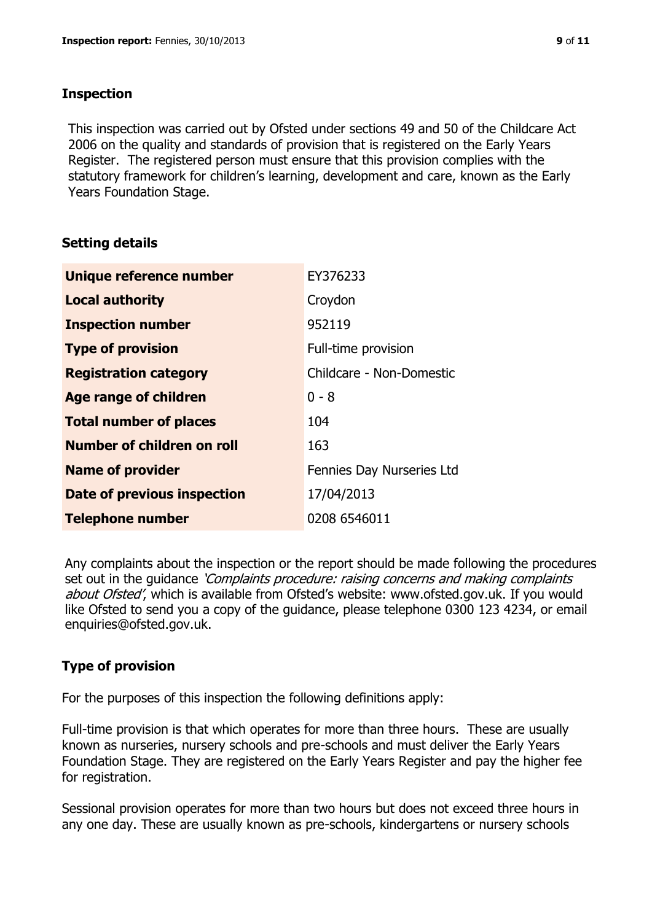## Inspection

This inspection was carried out by Ofsted under sections 49 and 50 of the Childcare Act 2006 on the quality and standards of provision that is registered on the Early Years Register. The registered person must ensure that this provision complies with the statutory framework for children's learning, development and care, known as the Early Years Foundation Stage.

## Setting details

| | |
|---|---|
| **Unique reference number** | EY376233 |
| **Local authority** | Croydon |
| **Inspection number** | 952119 |
| **Type of provision** | Full-time provision |
| **Registration category** | Childcare - Non-Domestic |
| **Age range of children** | 0 - 8 |
| **Total number of places** | 104 |
| **Number of children on roll** | 163 |
| **Name of provider** | Fennies Day Nurseries Ltd |
| **Date of previous inspection** | 17/04/2013 |
| **Telephone number** | 0208 6546011 |

Any complaints about the inspection or the report should be made following the procedures set out in the guidance *'Complaints procedure: raising concerns and making complaints about Ofsted'*, which is available from Ofsted's website: www.ofsted.gov.uk. If you would like Ofsted to send you a copy of the guidance, please telephone 0300 123 4234, or email enquiries@ofsted.gov.uk.

## Type of provision

For the purposes of this inspection the following definitions apply:

Full-time provision is that which operates for more than three hours. These are usually known as nurseries, nursery schools and pre-schools and must deliver the Early Years Foundation Stage. They are registered on the Early Years Register and pay the higher fee for registration.

Sessional provision operates for more than two hours but does not exceed three hours in any one day. These are usually known as pre-schools, kindergartens or nursery schools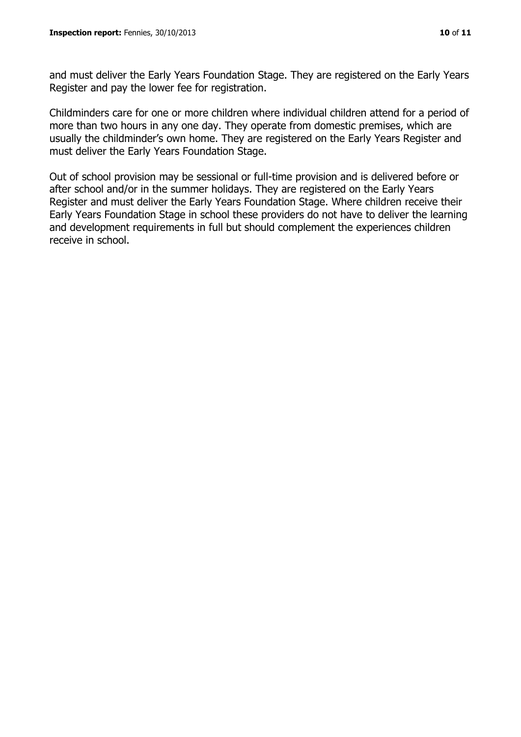and must deliver the Early Years Foundation Stage. They are registered on the Early Years Register and pay the lower fee for registration.

Childminders care for one or more children where individual children attend for a period of more than two hours in any one day. They operate from domestic premises, which are usually the childminder's own home. They are registered on the Early Years Register and must deliver the Early Years Foundation Stage.

Out of school provision may be sessional or full-time provision and is delivered before or after school and/or in the summer holidays. They are registered on the Early Years Register and must deliver the Early Years Foundation Stage. Where children receive their Early Years Foundation Stage in school these providers do not have to deliver the learning and development requirements in full but should complement the experiences children receive in school.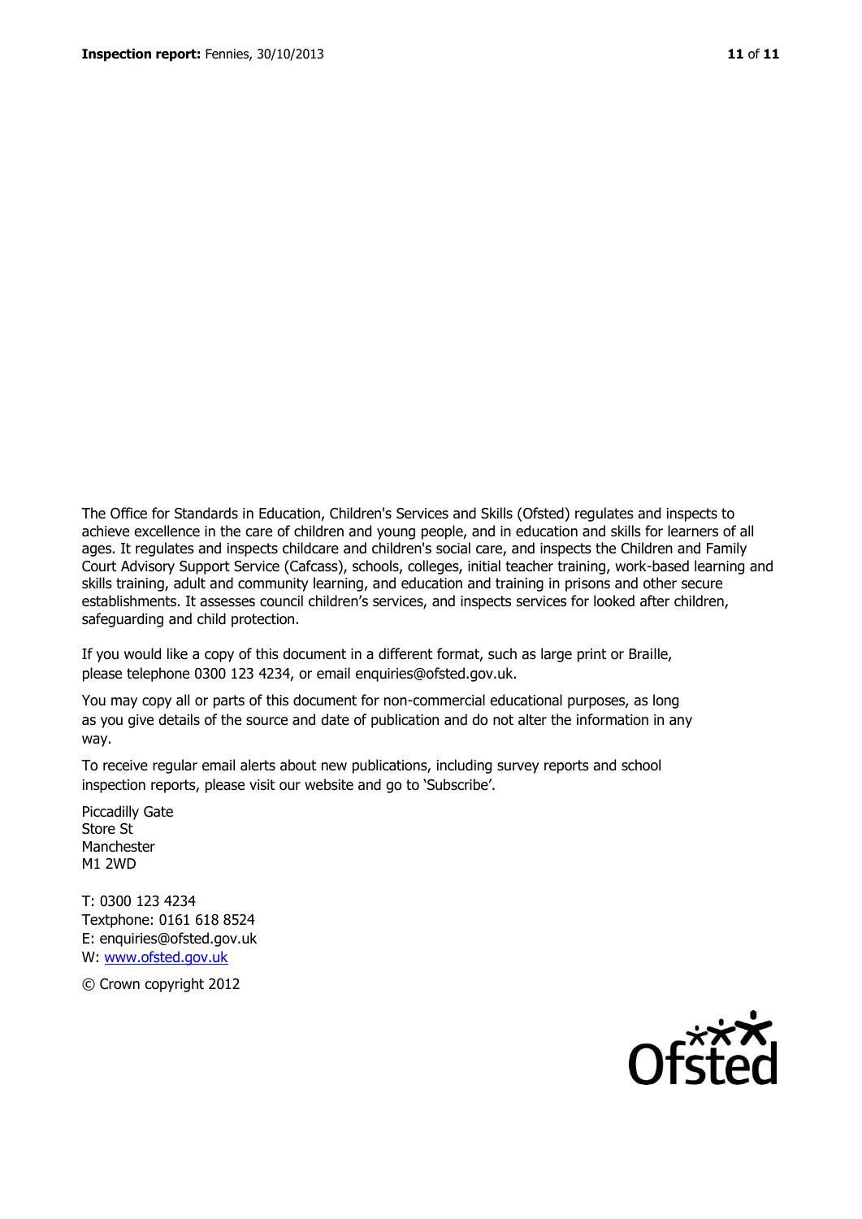The Office for Standards in Education, Children's Services and Skills (Ofsted) regulates and inspects to achieve excellence in the care of children and young people, and in education and skills for learners of all ages. It regulates and inspects childcare and children's social care, and inspects the Children and Family Court Advisory Support Service (Cafcass), schools, colleges, initial teacher training, work-based learning and skills training, adult and community learning, and education and training in prisons and other secure establishments. It assesses council children's services, and inspects services for looked after children, safeguarding and child protection.

If you would like a copy of this document in a different format, such as large print or Braille, please telephone 0300 123 4234, or email enquiries@ofsted.gov.uk.

You may copy all or parts of this document for non-commercial educational purposes, as long as you give details of the source and date of publication and do not alter the information in any way.

To receive regular email alerts about new publications, including survey reports and school inspection reports, please visit our website and go to 'Subscribe'.

Piccadilly Gate
Store St
Manchester
M1 2WD

T: 0300 123 4234
Textphone: 0161 618 8524
E: enquiries@ofsted.gov.uk
W: www.ofsted.gov.uk

© Crown copyright 2012

Ofsted